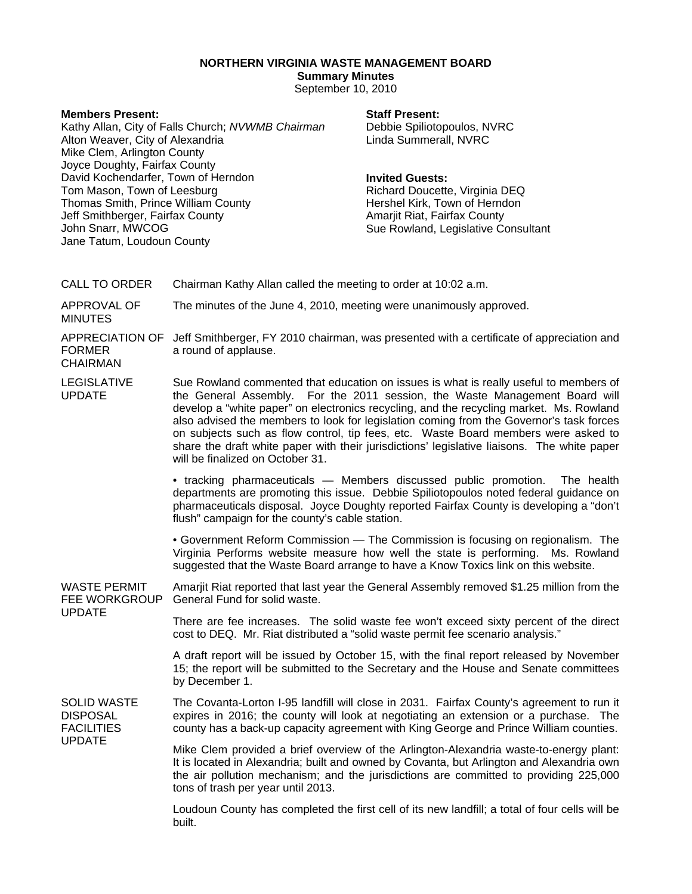# NORTHERN VIRGINIA WASTE MANAGEMENT BOARD

**Summary Minutes**

September 10, 2010

**Members Present:**

Kathy Allan, City of Falls Church; *NVWMB Chairman*
Alton Weaver, City of Alexandria
Mike Clem, Arlington County
Joyce Doughty, Fairfax County
David Kochendarfer, Town of Herndon
Tom Mason, Town of Leesburg
Thomas Smith, Prince William County
Jeff Smithberger, Fairfax County
John Snarr, MWCOG
Jane Tatum, Loudoun County

**Staff Present:**

Debbie Spiliotopoulos, NVRC
Linda Summerall, NVRC

**Invited Guests:**

Richard Doucette, Virginia DEQ
Hershel Kirk, Town of Herndon
Amarjit Riat, Fairfax County
Sue Rowland, Legislative Consultant

**CALL TO ORDER**

Chairman Kathy Allan called the meeting to order at 10:02 a.m.

**APPROVAL OF MINUTES**

The minutes of the June 4, 2010, meeting were unanimously approved.

**APPRECIATION OF FORMER CHAIRMAN**

Jeff Smithberger, FY 2010 chairman, was presented with a certificate of appreciation and a round of applause.

**LEGISLATIVE UPDATE**

Sue Rowland commented that education on issues is what is really useful to members of the General Assembly. For the 2011 session, the Waste Management Board will develop a "white paper" on electronics recycling, and the recycling market. Ms. Rowland also advised the members to look for legislation coming from the Governor's task forces on subjects such as flow control, tip fees, etc. Waste Board members were asked to share the draft white paper with their jurisdictions' legislative liaisons. The white paper will be finalized on October 31.

• tracking pharmaceuticals — Members discussed public promotion. The health departments are promoting this issue. Debbie Spiliotopoulos noted federal guidance on pharmaceuticals disposal. Joyce Doughty reported Fairfax County is developing a "don't flush" campaign for the county's cable station.

• Government Reform Commission — The Commission is focusing on regionalism. The Virginia Performs website measure how well the state is performing. Ms. Rowland suggested that the Waste Board arrange to have a Know Toxics link on this website.

**WASTE PERMIT FEE WORKGROUP UPDATE**

Amarjit Riat reported that last year the General Assembly removed $1.25 million from the General Fund for solid waste.

There are fee increases. The solid waste fee won't exceed sixty percent of the direct cost to DEQ. Mr. Riat distributed a "solid waste permit fee scenario analysis."

A draft report will be issued by October 15, with the final report released by November 15; the report will be submitted to the Secretary and the House and Senate committees by December 1.

**SOLID WASTE DISPOSAL FACILITIES UPDATE**

The Covanta-Lorton I-95 landfill will close in 2031. Fairfax County's agreement to run it expires in 2016; the county will look at negotiating an extension or a purchase. The county has a back-up capacity agreement with King George and Prince William counties.

Mike Clem provided a brief overview of the Arlington-Alexandria waste-to-energy plant: It is located in Alexandria; built and owned by Covanta, but Arlington and Alexandria own the air pollution mechanism; and the jurisdictions are committed to providing 225,000 tons of trash per year until 2013.

Loudoun County has completed the first cell of its new landfill; a total of four cells will be built.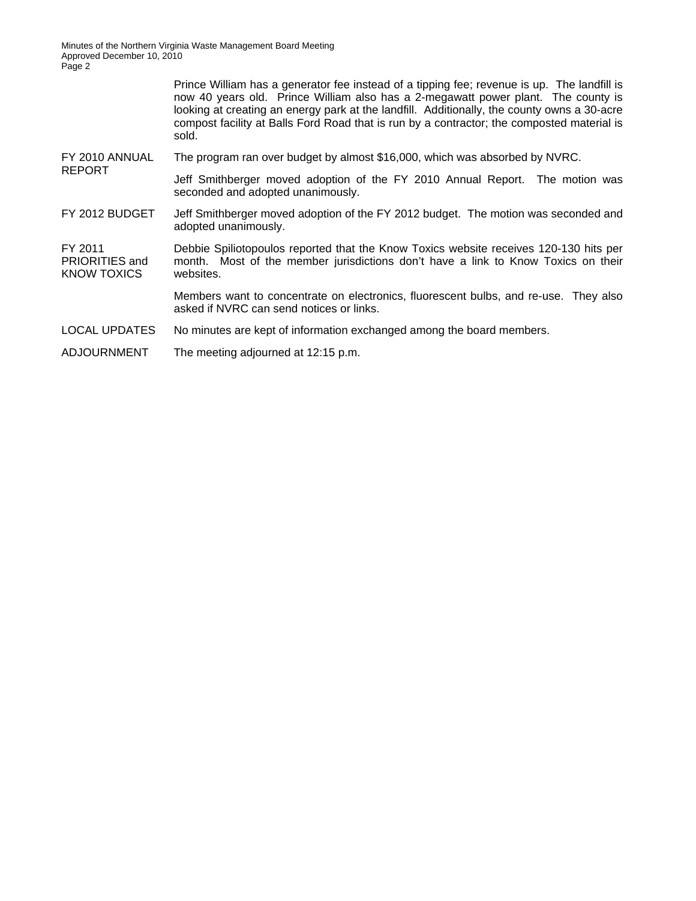Prince William has a generator fee instead of a tipping fee; revenue is up. The landfill is now 40 years old. Prince William also has a 2-megawatt power plant. The county is looking at creating an energy park at the landfill. Additionally, the county owns a 30-acre compost facility at Balls Ford Road that is run by a contractor; the composted material is sold.

**FY 2010 ANNUAL REPORT**

The program ran over budget by almost $16,000, which was absorbed by NVRC.

Jeff Smithberger moved adoption of the FY 2010 Annual Report. The motion was seconded and adopted unanimously.

**FY 2012 BUDGET**

Jeff Smithberger moved adoption of the FY 2012 budget. The motion was seconded and adopted unanimously.

**FY 2011 PRIORITIES and KNOW TOXICS**

Debbie Spiliotopoulos reported that the Know Toxics website receives 120-130 hits per month. Most of the member jurisdictions don't have a link to Know Toxics on their websites.

Members want to concentrate on electronics, fluorescent bulbs, and re-use. They also asked if NVRC can send notices or links.

**LOCAL UPDATES**

No minutes are kept of information exchanged among the board members.

**ADJOURNMENT**

The meeting adjourned at 12:15 p.m.